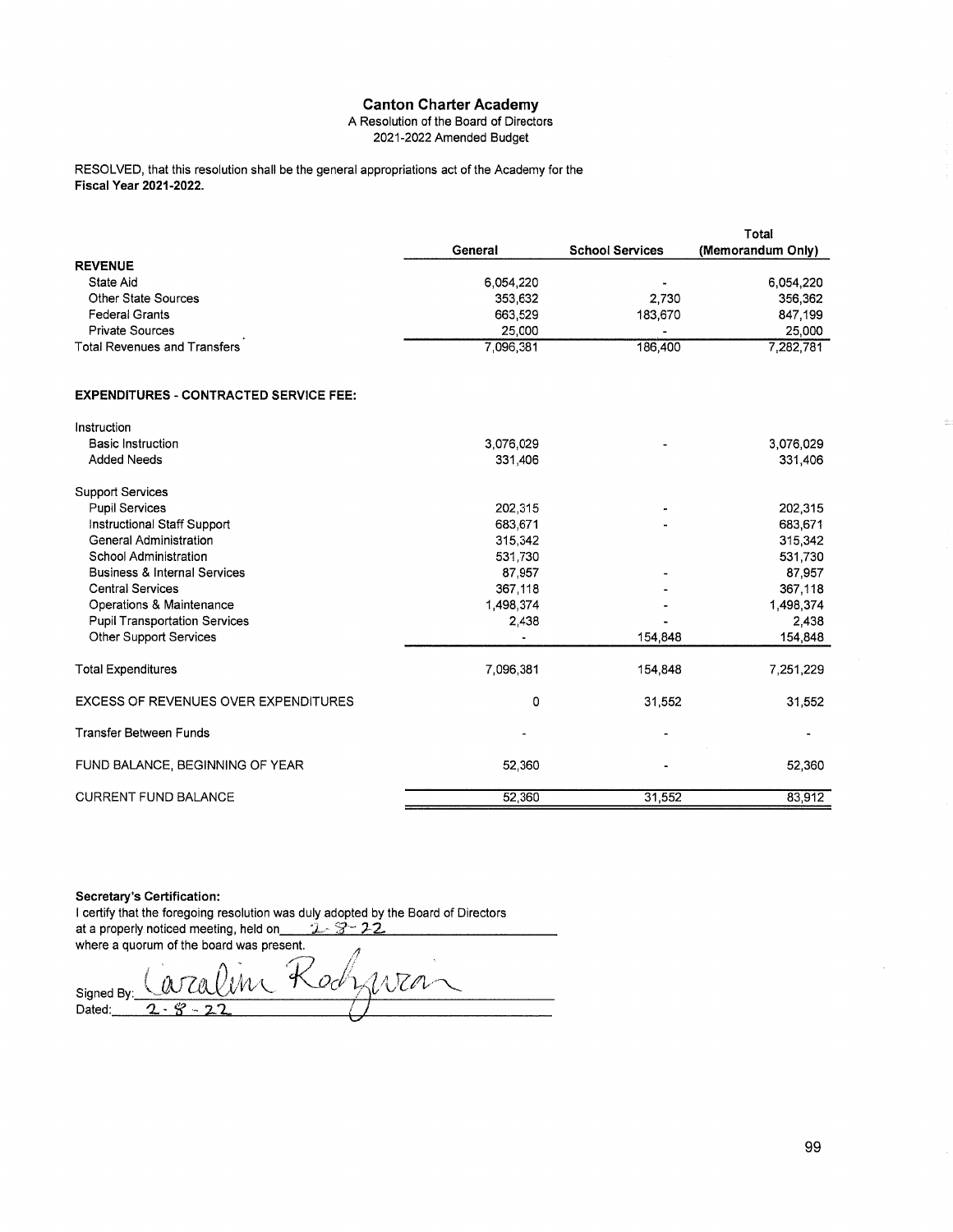# Canton Charter Academy

A Resolution of the Board of Directors
2021-2022 Amended Budget

RESOLVED, that this resolution shall be the general appropriations act of the Academy for the **Fiscal Year 2021-2022.**

| | General | School Services | Total (Memorandum Only) |
|---|---|---|---|
| **REVENUE** | | | |
| State Aid | 6,054,220 | - | 6,054,220 |
| Other State Sources | 353,632 | 2,730 | 356,362 |
| Federal Grants | 663,529 | 183,670 | 847,199 |
| Private Sources | 25,000 | - | 25,000 |
| Total Revenues and Transfers | 7,096,381 | 186,400 | 7,282,781 |
| | | | |
| **EXPENDITURES - CONTRACTED SERVICE FEE:** | | | |
| Instruction | | | |
| Basic Instruction | 3,076,029 | - | 3,076,029 |
| Added Needs | 331,406 | | 331,406 |
| Support Services | | | |
| Pupil Services | 202,315 | - | 202,315 |
| Instructional Staff Support | 683,671 | - | 683,671 |
| General Administration | 315,342 | | 315,342 |
| School Administration | 531,730 | | 531,730 |
| Business & Internal Services | 87,957 | - | 87,957 |
| Central Services | 367,118 | - | 367,118 |
| Operations & Maintenance | 1,498,374 | - | 1,498,374 |
| Pupil Transportation Services | 2,438 | - | 2,438 |
| Other Support Services | - | 154,848 | 154,848 |
| Total Expenditures | 7,096,381 | 154,848 | 7,251,229 |
| EXCESS OF REVENUES OVER EXPENDITURES | 0 | 31,552 | 31,552 |
| Transfer Between Funds | - | - | - |
| FUND BALANCE, BEGINNING OF YEAR | 52,360 | - | 52,360 |
| CURRENT FUND BALANCE | 52,360 | 31,552 | 83,912 |

**Secretary's Certification:**

I certify that the foregoing resolution was duly adopted by the Board of Directors at a properly noticed meeting, held on 2-8-22 where a quorum of the board was present.

Signed By: Caroline Rodriguez

Dated: 2-8-22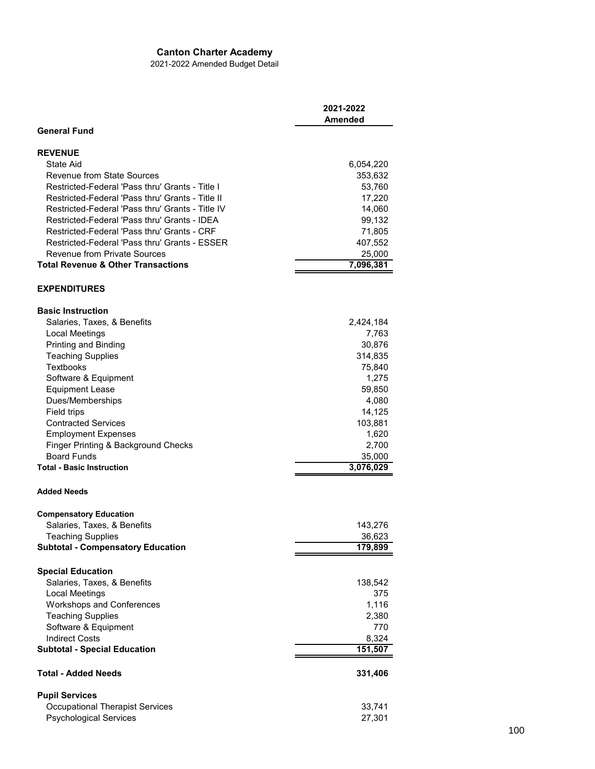**Canton Charter Academy**

2021-2022 Amended Budget Detail

| | 2021-2022 Amended |
|---|---|
| **General Fund** | |
| | |
| **REVENUE** | |
| State Aid | 6,054,220 |
| Revenue from State Sources | 353,632 |
| Restricted-Federal 'Pass thru' Grants - Title I | 53,760 |
| Restricted-Federal 'Pass thru' Grants - Title II | 17,220 |
| Restricted-Federal 'Pass thru' Grants - Title IV | 14,060 |
| Restricted-Federal 'Pass thru' Grants - IDEA | 99,132 |
| Restricted-Federal 'Pass thru' Grants - CRF | 71,805 |
| Restricted-Federal 'Pass thru' Grants - ESSER | 407,552 |
| Revenue from Private Sources | 25,000 |
| **Total Revenue & Other Transactions** | **7,096,381** |
| | |
| **EXPENDITURES** | |
| | |
| **Basic Instruction** | |
| Salaries, Taxes, & Benefits | 2,424,184 |
| Local Meetings | 7,763 |
| Printing and Binding | 30,876 |
| Teaching Supplies | 314,835 |
| Textbooks | 75,840 |
| Software & Equipment | 1,275 |
| Equipment Lease | 59,850 |
| Dues/Memberships | 4,080 |
| Field trips | 14,125 |
| Contracted Services | 103,881 |
| Employment Expenses | 1,620 |
| Finger Printing & Background Checks | 2,700 |
| Board Funds | 35,000 |
| **Total - Basic Instruction** | **3,076,029** |
| | |
| **Added Needs** | |
| | |
| **Compensatory Education** | |
| Salaries, Taxes, & Benefits | 143,276 |
| Teaching Supplies | 36,623 |
| **Subtotal - Compensatory Education** | **179,899** |
| | |
| **Special Education** | |
| Salaries, Taxes, & Benefits | 138,542 |
| Local Meetings | 375 |
| Workshops and Conferences | 1,116 |
| Teaching Supplies | 2,380 |
| Software & Equipment | 770 |
| Indirect Costs | 8,324 |
| **Subtotal - Special Education** | **151,507** |
| | |
| **Total - Added Needs** | **331,406** |
| | |
| **Pupil Services** | |
| Occupational Therapist Services | 33,741 |
| Psychological Services | 27,301 |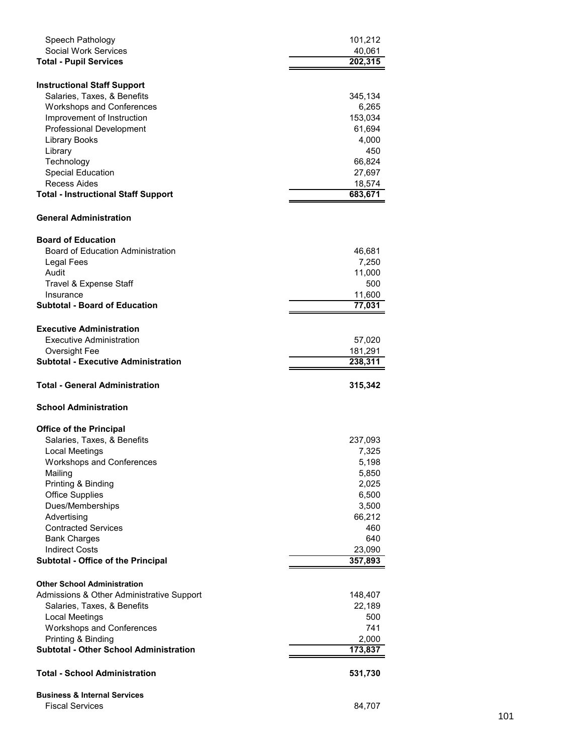| | |
|---|---|
| Speech Pathology | 101,212 |
| Social Work Services | 40,061 |
| **Total - Pupil Services** | **202,315** |
| | |
| **Instructional Staff Support** | |
| Salaries, Taxes, & Benefits | 345,134 |
| Workshops and Conferences | 6,265 |
| Improvement of Instruction | 153,034 |
| Professional Development | 61,694 |
| Library Books | 4,000 |
| Library | 450 |
| Technology | 66,824 |
| Special Education | 27,697 |
| Recess Aides | 18,574 |
| **Total - Instructional Staff Support** | **683,671** |
| | |
| **General Administration** | |
| | |
| **Board of Education** | |
| Board of Education Administration | 46,681 |
| Legal Fees | 7,250 |
| Audit | 11,000 |
| Travel & Expense Staff | 500 |
| Insurance | 11,600 |
| **Subtotal - Board of Education** | **77,031** |
| | |
| **Executive Administration** | |
| Executive Administration | 57,020 |
| Oversight Fee | 181,291 |
| **Subtotal - Executive Administration** | **238,311** |
| | |
| **Total - General Administration** | **315,342** |
| | |
| **School Administration** | |
| | |
| **Office of the Principal** | |
| Salaries, Taxes, & Benefits | 237,093 |
| Local Meetings | 7,325 |
| Workshops and Conferences | 5,198 |
| Mailing | 5,850 |
| Printing & Binding | 2,025 |
| Office Supplies | 6,500 |
| Dues/Memberships | 3,500 |
| Advertising | 66,212 |
| Contracted Services | 460 |
| Bank Charges | 640 |
| Indirect Costs | 23,090 |
| **Subtotal - Office of the Principal** | **357,893** |
| | |
| **Other School Administration** | |
| Admissions & Other Administrative Support | 148,407 |
| Salaries, Taxes, & Benefits | 22,189 |
| Local Meetings | 500 |
| Workshops and Conferences | 741 |
| Printing & Binding | 2,000 |
| **Subtotal - Other School Administration** | **173,837** |
| | |
| **Total - School Administration** | **531,730** |
| | |
| **Business & Internal Services** | |
| Fiscal Services | 84,707 |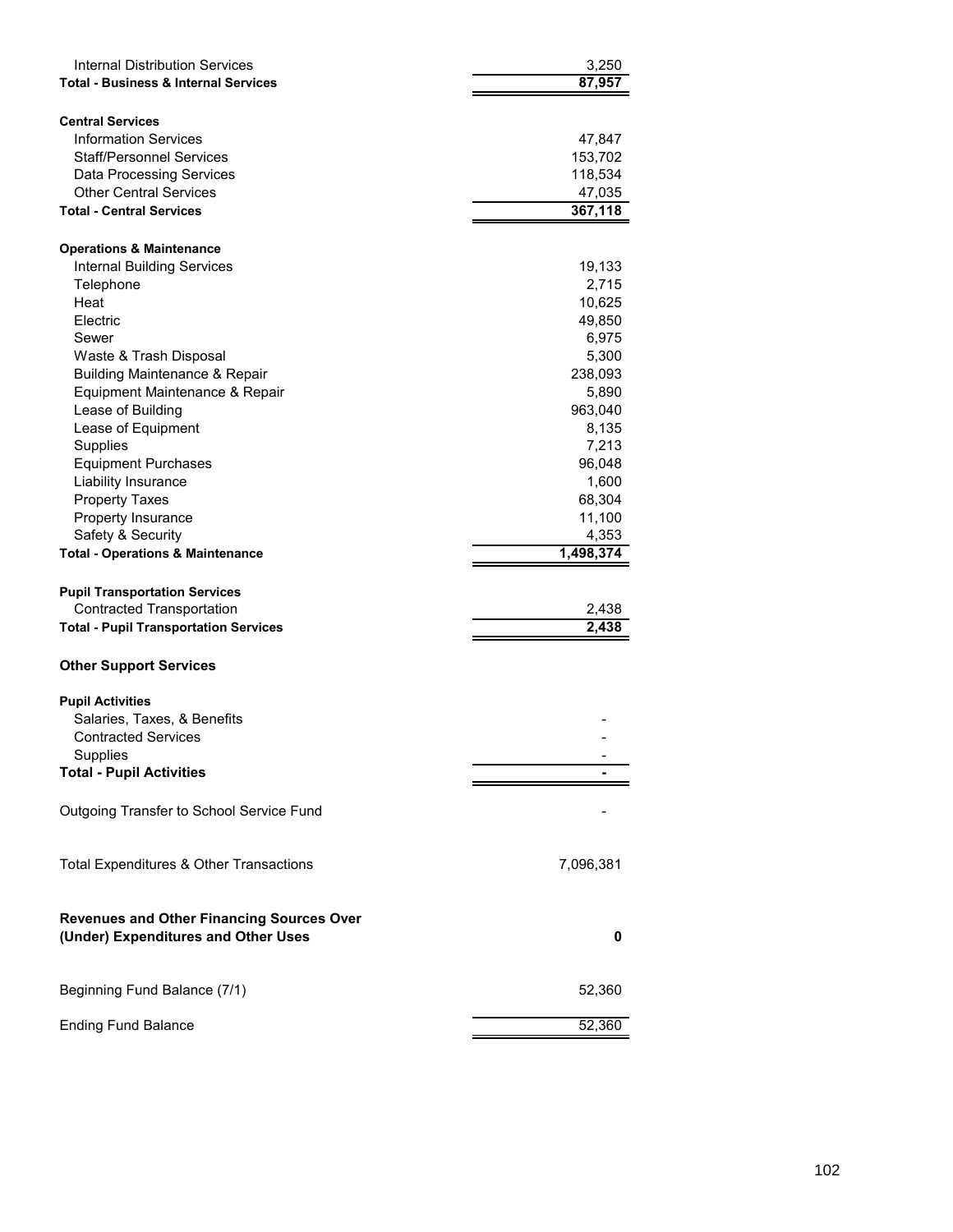| | |
|---|---|
| Internal Distribution Services | 3,250 |
| **Total - Business & Internal Services** | **87,957** |
| | |
| **Central Services** | |
| Information Services | 47,847 |
| Staff/Personnel Services | 153,702 |
| Data Processing Services | 118,534 |
| Other Central Services | 47,035 |
| **Total - Central Services** | **367,118** |
| | |
| **Operations & Maintenance** | |
| Internal Building Services | 19,133 |
| Telephone | 2,715 |
| Heat | 10,625 |
| Electric | 49,850 |
| Sewer | 6,975 |
| Waste & Trash Disposal | 5,300 |
| Building Maintenance & Repair | 238,093 |
| Equipment Maintenance & Repair | 5,890 |
| Lease of Building | 963,040 |
| Lease of Equipment | 8,135 |
| Supplies | 7,213 |
| Equipment Purchases | 96,048 |
| Liability Insurance | 1,600 |
| Property Taxes | 68,304 |
| Property Insurance | 11,100 |
| Safety & Security | 4,353 |
| **Total - Operations & Maintenance** | **1,498,374** |
| | |
| **Pupil Transportation Services** | |
| Contracted Transportation | 2,438 |
| **Total - Pupil Transportation Services** | **2,438** |
| | |
| **Other Support Services** | |
| | |
| **Pupil Activities** | |
| Salaries, Taxes, & Benefits | - |
| Contracted Services | - |
| Supplies | - |
| **Total - Pupil Activities** | **-** |
| | |
| Outgoing Transfer to School Service Fund | - |
| | |
| Total Expenditures & Other Transactions | 7,096,381 |
| | |
| **Revenues and Other Financing Sources Over (Under) Expenditures and Other Uses** | **0** |
| | |
| Beginning Fund Balance (7/1) | 52,360 |
| | |
| Ending Fund Balance | 52,360 |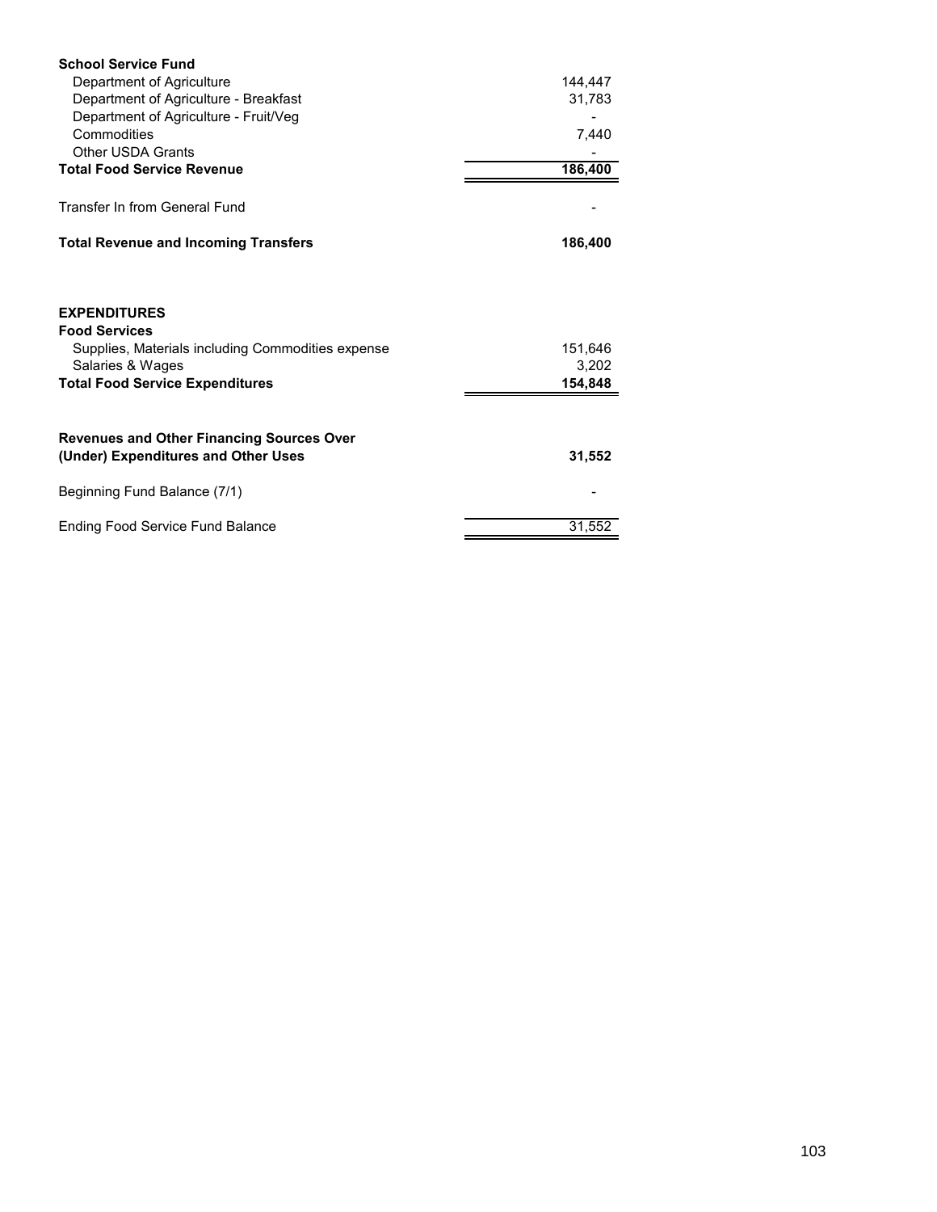| | |
|---|---|
| **School Service Fund** | |
| Department of Agriculture | 144,447 |
| Department of Agriculture - Breakfast | 31,783 |
| Department of Agriculture - Fruit/Veg | - |
| Commodities | 7,440 |
| Other USDA Grants | - |
| **Total Food Service Revenue** | **186,400** |
| Transfer In from General Fund | - |
| **Total Revenue and Incoming Transfers** | **186,400** |
| | |
| **EXPENDITURES** | |
| **Food Services** | |
| Supplies, Materials including Commodities expense | 151,646 |
| Salaries & Wages | 3,202 |
| **Total Food Service Expenditures** | **154,848** |
| | |
| **Revenues and Other Financing Sources Over (Under) Expenditures and Other Uses** | **31,552** |
| Beginning Fund Balance (7/1) | - |
| Ending Food Service Fund Balance | 31,552 |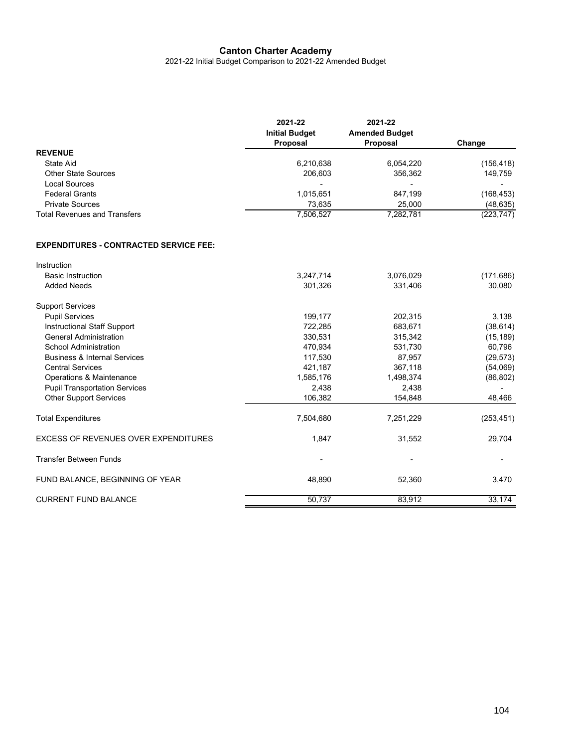# Canton Charter Academy

2021-22 Initial Budget Comparison to 2021-22 Amended Budget

| | 2021-22 Initial Budget Proposal | 2021-22 Amended Budget Proposal | Change |
|---|---|---|---|
| **REVENUE** | | | |
| State Aid | 6,210,638 | 6,054,220 | (156,418) |
| Other State Sources | 206,603 | 356,362 | 149,759 |
| Local Sources | - | - | - |
| Federal Grants | 1,015,651 | 847,199 | (168,453) |
| Private Sources | 73,635 | 25,000 | (48,635) |
| Total Revenues and Transfers | 7,506,527 | 7,282,781 | (223,747) |
| | | | |
| **EXPENDITURES - CONTRACTED SERVICE FEE:** | | | |
| Instruction | | | |
| Basic Instruction | 3,247,714 | 3,076,029 | (171,686) |
| Added Needs | 301,326 | 331,406 | 30,080 |
| Support Services | | | |
| Pupil Services | 199,177 | 202,315 | 3,138 |
| Instructional Staff Support | 722,285 | 683,671 | (38,614) |
| General Administration | 330,531 | 315,342 | (15,189) |
| School Administration | 470,934 | 531,730 | 60,796 |
| Business & Internal Services | 117,530 | 87,957 | (29,573) |
| Central Services | 421,187 | 367,118 | (54,069) |
| Operations & Maintenance | 1,585,176 | 1,498,374 | (86,802) |
| Pupil Transportation Services | 2,438 | 2,438 | - |
| Other Support Services | 106,382 | 154,848 | 48,466 |
| Total Expenditures | 7,504,680 | 7,251,229 | (253,451) |
| EXCESS OF REVENUES OVER EXPENDITURES | 1,847 | 31,552 | 29,704 |
| Transfer Between Funds | - | - | - |
| FUND BALANCE, BEGINNING OF YEAR | 48,890 | 52,360 | 3,470 |
| CURRENT FUND BALANCE | 50,737 | 83,912 | 33,174 |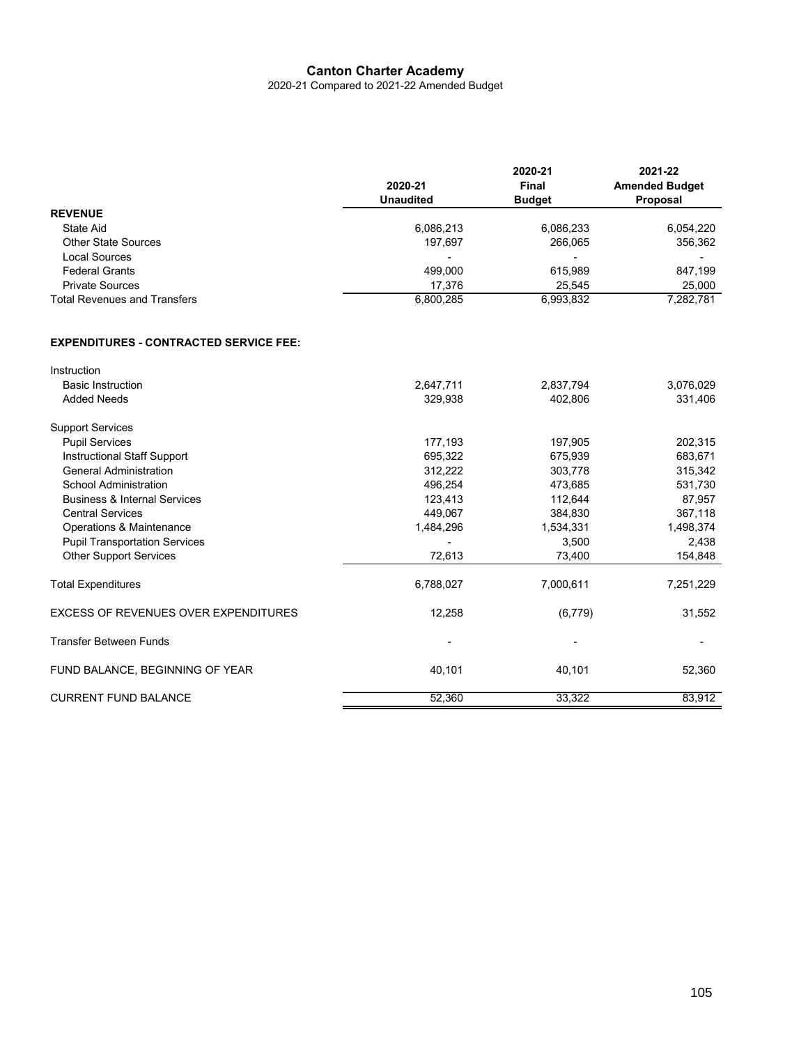# Canton Charter Academy

2020-21 Compared to 2021-22 Amended Budget

| | 2020-21 Unaudited | 2020-21 Final Budget | 2021-22 Amended Budget Proposal |
|---|---|---|---|
| **REVENUE** | | | |
| State Aid | 6,086,213 | 6,086,233 | 6,054,220 |
| Other State Sources | 197,697 | 266,065 | 356,362 |
| Local Sources | - | - | - |
| Federal Grants | 499,000 | 615,989 | 847,199 |
| Private Sources | 17,376 | 25,545 | 25,000 |
| Total Revenues and Transfers | 6,800,285 | 6,993,832 | 7,282,781 |
| | | | |
| **EXPENDITURES - CONTRACTED SERVICE FEE:** | | | |
| Instruction | | | |
| Basic Instruction | 2,647,711 | 2,837,794 | 3,076,029 |
| Added Needs | 329,938 | 402,806 | 331,406 |
| Support Services | | | |
| Pupil Services | 177,193 | 197,905 | 202,315 |
| Instructional Staff Support | 695,322 | 675,939 | 683,671 |
| General Administration | 312,222 | 303,778 | 315,342 |
| School Administration | 496,254 | 473,685 | 531,730 |
| Business & Internal Services | 123,413 | 112,644 | 87,957 |
| Central Services | 449,067 | 384,830 | 367,118 |
| Operations & Maintenance | 1,484,296 | 1,534,331 | 1,498,374 |
| Pupil Transportation Services | - | 3,500 | 2,438 |
| Other Support Services | 72,613 | 73,400 | 154,848 |
| | | | |
| Total Expenditures | 6,788,027 | 7,000,611 | 7,251,229 |
| | | | |
| EXCESS OF REVENUES OVER EXPENDITURES | 12,258 | (6,779) | 31,552 |
| | | | |
| Transfer Between Funds | - | - | - |
| | | | |
| FUND BALANCE, BEGINNING OF YEAR | 40,101 | 40,101 | 52,360 |
| | | | |
| CURRENT FUND BALANCE | 52,360 | 33,322 | 83,912 |